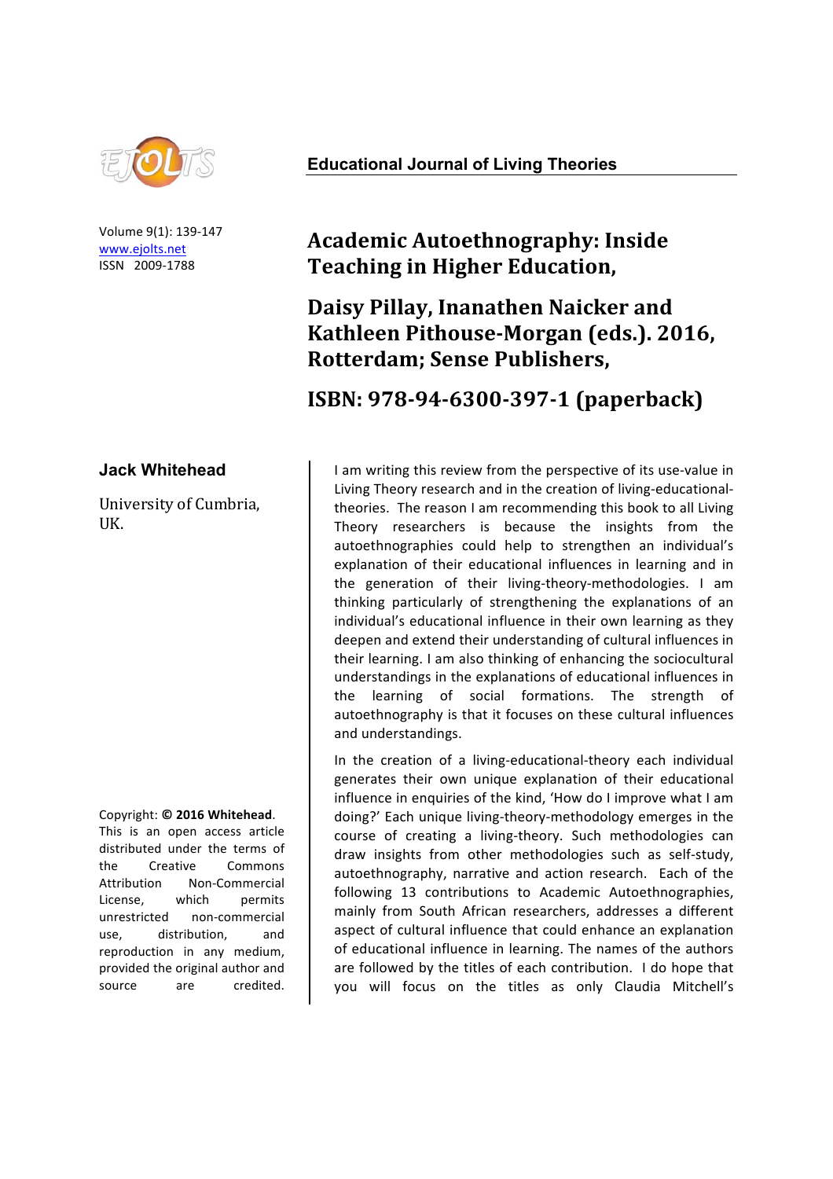**Educational Journal of Living Theories**

Volume 9(1): 139-147
www.ejolts.net
ISSN 2009-1788

# Academic Autoethnography: Inside Teaching in Higher Education,

## Daisy Pillay, Inanathen Naicker and Kathleen Pithouse-Morgan (eds.). 2016, Rotterdam; Sense Publishers,

## ISBN: 978-94-6300-397-1 (paperback)

**Jack Whitehead**

University of Cumbria, UK.

Copyright: **© 2016 Whitehead**. This is an open access article distributed under the terms of the Creative Commons Attribution Non-Commercial License, which permits unrestricted non-commercial use, distribution, and reproduction in any medium, provided the original author and source are credited.

I am writing this review from the perspective of its use-value in Living Theory research and in the creation of living-educational-theories. The reason I am recommending this book to all Living Theory researchers is because the insights from the autoethnographies could help to strengthen an individual's explanation of their educational influences in learning and in the generation of their living-theory-methodologies. I am thinking particularly of strengthening the explanations of an individual's educational influence in their own learning as they deepen and extend their understanding of cultural influences in their learning. I am also thinking of enhancing the sociocultural understandings in the explanations of educational influences in the learning of social formations. The strength of autoethnography is that it focuses on these cultural influences and understandings.

In the creation of a living-educational-theory each individual generates their own unique explanation of their educational influence in enquiries of the kind, 'How do I improve what I am doing?' Each unique living-theory-methodology emerges in the course of creating a living-theory. Such methodologies can draw insights from other methodologies such as self-study, autoethnography, narrative and action research. Each of the following 13 contributions to Academic Autoethnographies, mainly from South African researchers, addresses a different aspect of cultural influence that could enhance an explanation of educational influence in learning. The names of the authors are followed by the titles of each contribution. I do hope that you will focus on the titles as only Claudia Mitchell's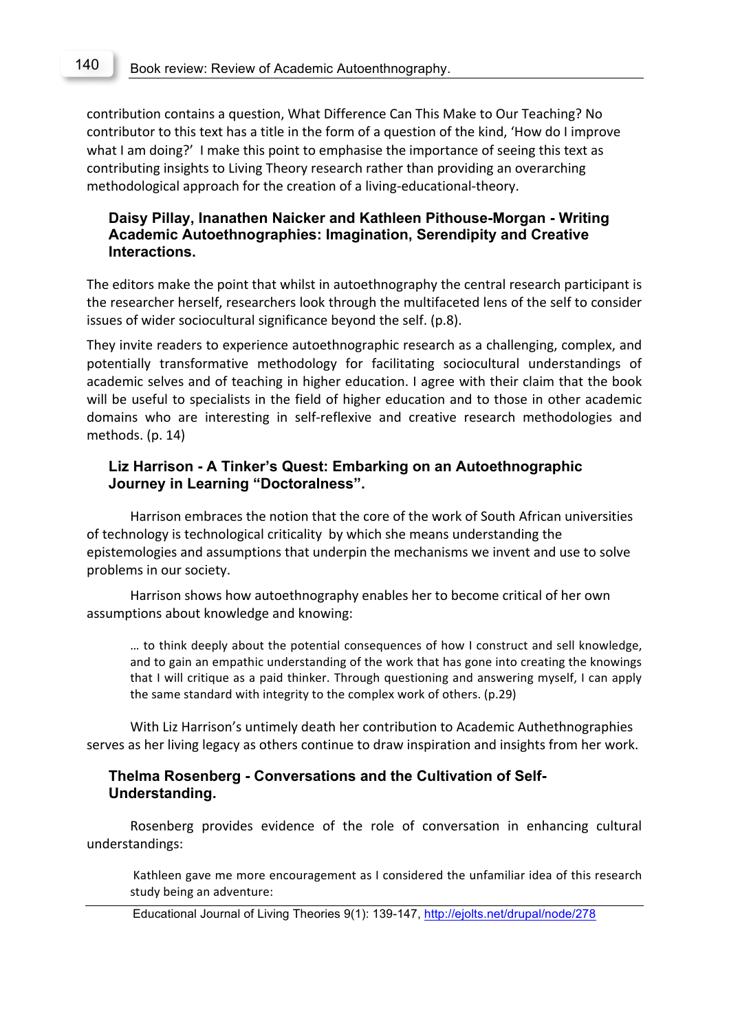contribution contains a question, What Difference Can This Make to Our Teaching? No contributor to this text has a title in the form of a question of the kind, 'How do I improve what I am doing?' I make this point to emphasise the importance of seeing this text as contributing insights to Living Theory research rather than providing an overarching methodological approach for the creation of a living-educational-theory.

### Daisy Pillay, Inanathen Naicker and Kathleen Pithouse-Morgan - Writing Academic Autoethnographies: Imagination, Serendipity and Creative Interactions.

The editors make the point that whilst in autoethnography the central research participant is the researcher herself, researchers look through the multifaceted lens of the self to consider issues of wider sociocultural significance beyond the self. (p.8).

They invite readers to experience autoethnographic research as a challenging, complex, and potentially transformative methodology for facilitating sociocultural understandings of academic selves and of teaching in higher education. I agree with their claim that the book will be useful to specialists in the field of higher education and to those in other academic domains who are interesting in self-reflexive and creative research methodologies and methods. (p. 14)

### Liz Harrison - A Tinker's Quest: Embarking on an Autoethnographic Journey in Learning "Doctoralness".

Harrison embraces the notion that the core of the work of South African universities of technology is technological criticality by which she means understanding the epistemologies and assumptions that underpin the mechanisms we invent and use to solve problems in our society.

Harrison shows how autoethnography enables her to become critical of her own assumptions about knowledge and knowing:

> … to think deeply about the potential consequences of how I construct and sell knowledge, and to gain an empathic understanding of the work that has gone into creating the knowings that I will critique as a paid thinker. Through questioning and answering myself, I can apply the same standard with integrity to the complex work of others. (p.29)

With Liz Harrison's untimely death her contribution to Academic Authethnographies serves as her living legacy as others continue to draw inspiration and insights from her work.

### Thelma Rosenberg - Conversations and the Cultivation of Self-Understanding.

Rosenberg provides evidence of the role of conversation in enhancing cultural understandings:

> Kathleen gave me more encouragement as I considered the unfamiliar idea of this research study being an adventure: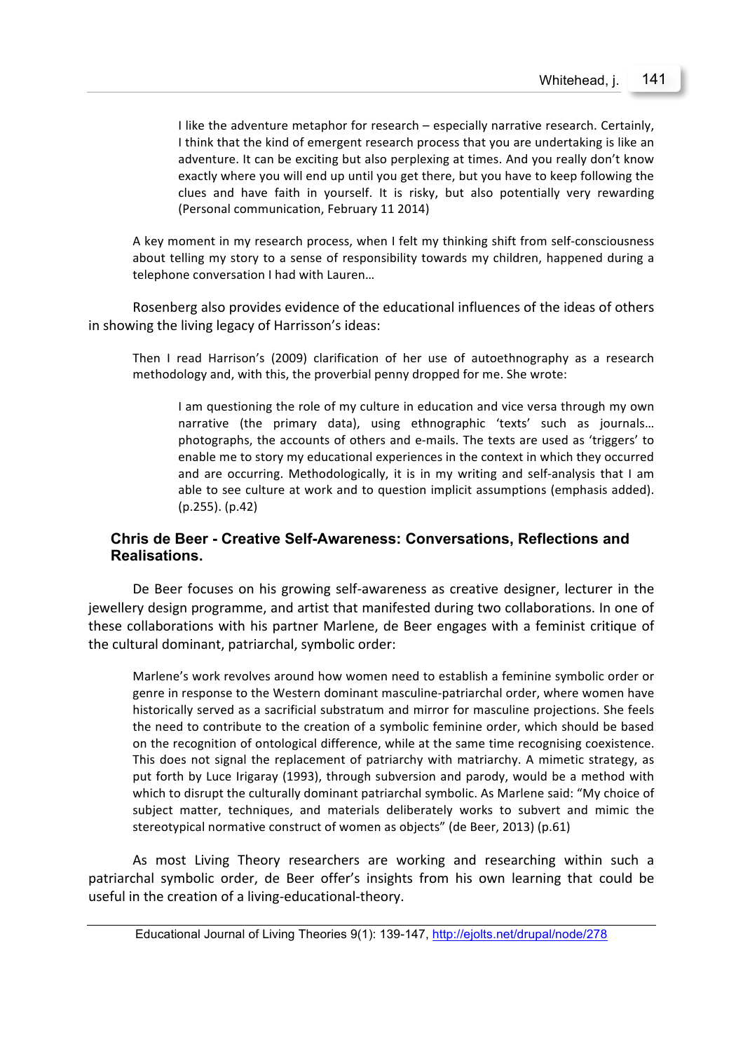> I like the adventure metaphor for research – especially narrative research. Certainly, I think that the kind of emergent research process that you are undertaking is like an adventure. It can be exciting but also perplexing at times. And you really don't know exactly where you will end up until you get there, but you have to keep following the clues and have faith in yourself. It is risky, but also potentially very rewarding (Personal communication, February 11 2014)

> A key moment in my research process, when I felt my thinking shift from self-consciousness about telling my story to a sense of responsibility towards my children, happened during a telephone conversation I had with Lauren…

Rosenberg also provides evidence of the educational influences of the ideas of others in showing the living legacy of Harrisson's ideas:

> Then I read Harrison's (2009) clarification of her use of autoethnography as a research methodology and, with this, the proverbial penny dropped for me. She wrote:
>
> > I am questioning the role of my culture in education and vice versa through my own narrative (the primary data), using ethnographic 'texts' such as journals… photographs, the accounts of others and e-mails. The texts are used as 'triggers' to enable me to story my educational experiences in the context in which they occurred and are occurring. Methodologically, it is in my writing and self-analysis that I am able to see culture at work and to question implicit assumptions (emphasis added). (p.255). (p.42)

## Chris de Beer - Creative Self-Awareness: Conversations, Reflections and Realisations.

De Beer focuses on his growing self-awareness as creative designer, lecturer in the jewellery design programme, and artist that manifested during two collaborations. In one of these collaborations with his partner Marlene, de Beer engages with a feminist critique of the cultural dominant, patriarchal, symbolic order:

> Marlene's work revolves around how women need to establish a feminine symbolic order or genre in response to the Western dominant masculine-patriarchal order, where women have historically served as a sacrificial substratum and mirror for masculine projections. She feels the need to contribute to the creation of a symbolic feminine order, which should be based on the recognition of ontological difference, while at the same time recognising coexistence. This does not signal the replacement of patriarchy with matriarchy. A mimetic strategy, as put forth by Luce Irigaray (1993), through subversion and parody, would be a method with which to disrupt the culturally dominant patriarchal symbolic. As Marlene said: "My choice of subject matter, techniques, and materials deliberately works to subvert and mimic the stereotypical normative construct of women as objects" (de Beer, 2013) (p.61)

As most Living Theory researchers are working and researching within such a patriarchal symbolic order, de Beer offer's insights from his own learning that could be useful in the creation of a living-educational-theory.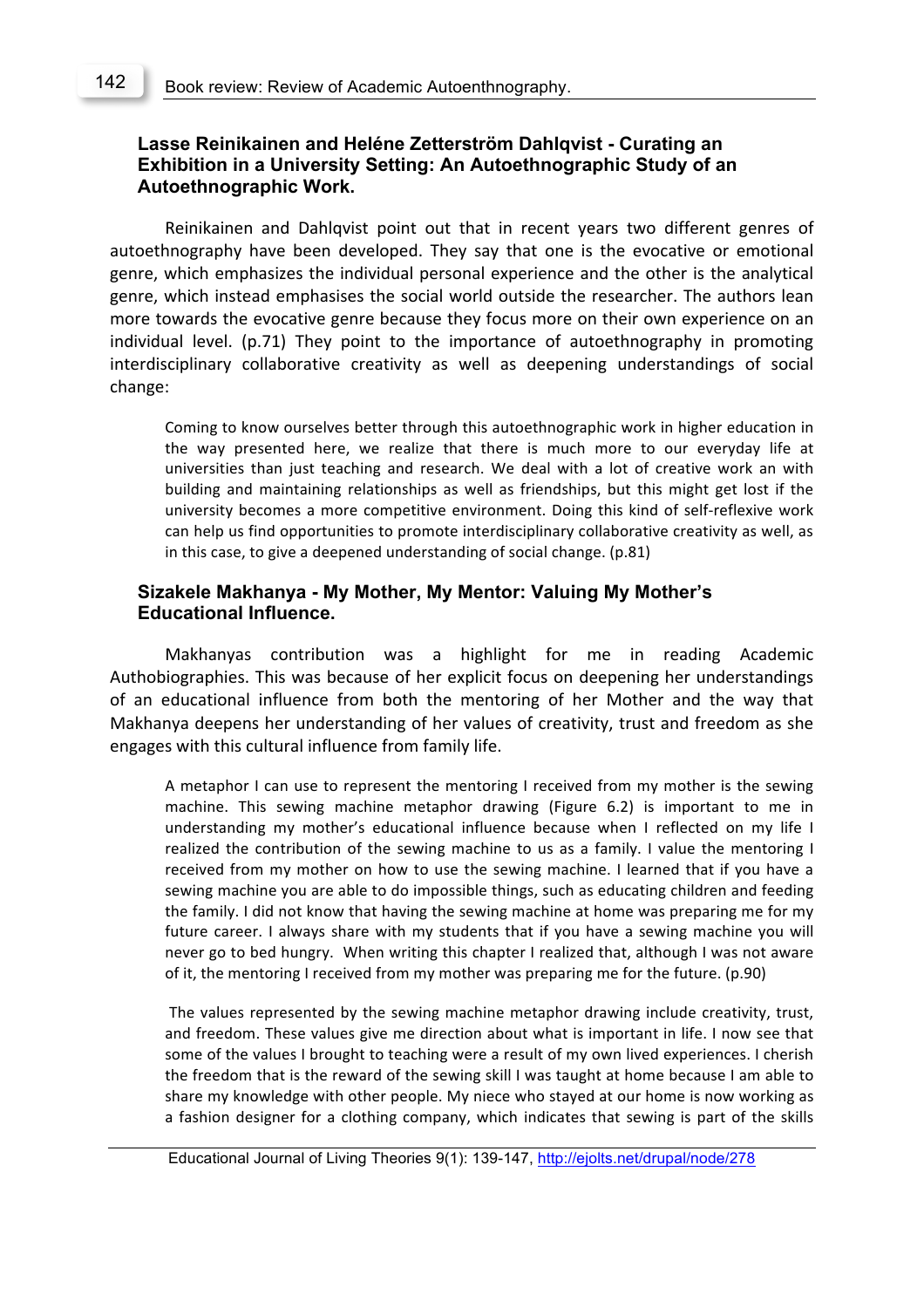### Lasse Reinikainen and Heléne Zetterström Dahlqvist - Curating an Exhibition in a University Setting: An Autoethnographic Study of an Autoethnographic Work.

Reinikainen and Dahlqvist point out that in recent years two different genres of autoethnography have been developed. They say that one is the evocative or emotional genre, which emphasizes the individual personal experience and the other is the analytical genre, which instead emphasises the social world outside the researcher. The authors lean more towards the evocative genre because they focus more on their own experience on an individual level. (p.71) They point to the importance of autoethnography in promoting interdisciplinary collaborative creativity as well as deepening understandings of social change:

> Coming to know ourselves better through this autoethnographic work in higher education in the way presented here, we realize that there is much more to our everyday life at universities than just teaching and research. We deal with a lot of creative work an with building and maintaining relationships as well as friendships, but this might get lost if the university becomes a more competitive environment. Doing this kind of self-reflexive work can help us find opportunities to promote interdisciplinary collaborative creativity as well, as in this case, to give a deepened understanding of social change. (p.81)

### Sizakele Makhanya - My Mother, My Mentor: Valuing My Mother's Educational Influence.

Makhanyas contribution was a highlight for me in reading Academic Authobiographies. This was because of her explicit focus on deepening her understandings of an educational influence from both the mentoring of her Mother and the way that Makhanya deepens her understanding of her values of creativity, trust and freedom as she engages with this cultural influence from family life.

> A metaphor I can use to represent the mentoring I received from my mother is the sewing machine. This sewing machine metaphor drawing (Figure 6.2) is important to me in understanding my mother's educational influence because when I reflected on my life I realized the contribution of the sewing machine to us as a family. I value the mentoring I received from my mother on how to use the sewing machine. I learned that if you have a sewing machine you are able to do impossible things, such as educating children and feeding the family. I did not know that having the sewing machine at home was preparing me for my future career. I always share with my students that if you have a sewing machine you will never go to bed hungry. When writing this chapter I realized that, although I was not aware of it, the mentoring I received from my mother was preparing me for the future. (p.90)
>
> The values represented by the sewing machine metaphor drawing include creativity, trust, and freedom. These values give me direction about what is important in life. I now see that some of the values I brought to teaching were a result of my own lived experiences. I cherish the freedom that is the reward of the sewing skill I was taught at home because I am able to share my knowledge with other people. My niece who stayed at our home is now working as a fashion designer for a clothing company, which indicates that sewing is part of the skills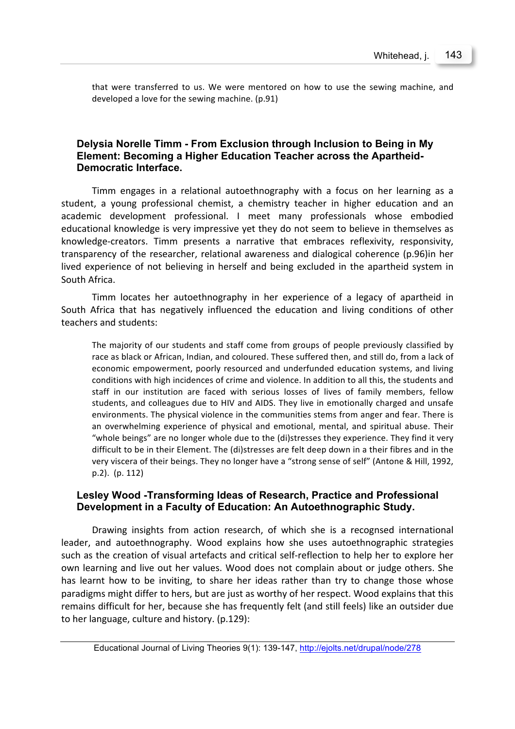> that were transferred to us. We were mentored on how to use the sewing machine, and developed a love for the sewing machine. (p.91)

### Delysia Norelle Timm - From Exclusion through Inclusion to Being in My Element: Becoming a Higher Education Teacher across the Apartheid-Democratic Interface.

Timm engages in a relational autoethnography with a focus on her learning as a student, a young professional chemist, a chemistry teacher in higher education and an academic development professional. I meet many professionals whose embodied educational knowledge is very impressive yet they do not seem to believe in themselves as knowledge-creators. Timm presents a narrative that embraces reflexivity, responsivity, transparency of the researcher, relational awareness and dialogical coherence (p.96)in her lived experience of not believing in herself and being excluded in the apartheid system in South Africa.

Timm locates her autoethnography in her experience of a legacy of apartheid in South Africa that has negatively influenced the education and living conditions of other teachers and students:

> The majority of our students and staff come from groups of people previously classified by race as black or African, Indian, and coloured. These suffered then, and still do, from a lack of economic empowerment, poorly resourced and underfunded education systems, and living conditions with high incidences of crime and violence. In addition to all this, the students and staff in our institution are faced with serious losses of lives of family members, fellow students, and colleagues due to HIV and AIDS. They live in emotionally charged and unsafe environments. The physical violence in the communities stems from anger and fear. There is an overwhelming experience of physical and emotional, mental, and spiritual abuse. Their "whole beings" are no longer whole due to the (di)stresses they experience. They find it very difficult to be in their Element. The (di)stresses are felt deep down in a their fibres and in the very viscera of their beings. They no longer have a "strong sense of self" (Antone & Hill, 1992, p.2). (p. 112)

### Lesley Wood -Transforming Ideas of Research, Practice and Professional Development in a Faculty of Education: An Autoethnographic Study.

Drawing insights from action research, of which she is a recognsed international leader, and autoethnography. Wood explains how she uses autoethnographic strategies such as the creation of visual artefacts and critical self-reflection to help her to explore her own learning and live out her values. Wood does not complain about or judge others. She has learnt how to be inviting, to share her ideas rather than try to change those whose paradigms might differ to hers, but are just as worthy of her respect. Wood explains that this remains difficult for her, because she has frequently felt (and still feels) like an outsider due to her language, culture and history. (p.129):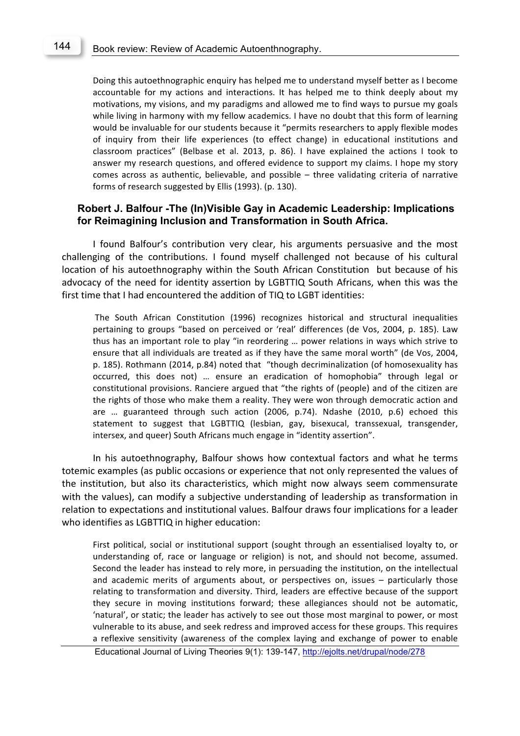> Doing this autoethnographic enquiry has helped me to understand myself better as I become accountable for my actions and interactions. It has helped me to think deeply about my motivations, my visions, and my paradigms and allowed me to find ways to pursue my goals while living in harmony with my fellow academics. I have no doubt that this form of learning would be invaluable for our students because it "permits researchers to apply flexible modes of inquiry from their life experiences (to effect change) in educational institutions and classroom practices" (Belbase et al. 2013, p. 86). I have explained the actions I took to answer my research questions, and offered evidence to support my claims. I hope my story comes across as authentic, believable, and possible – three validating criteria of narrative forms of research suggested by Ellis (1993). (p. 130).

### Robert J. Balfour -The (In)Visible Gay in Academic Leadership: Implications for Reimagining Inclusion and Transformation in South Africa.

I found Balfour's contribution very clear, his arguments persuasive and the most challenging of the contributions. I found myself challenged not because of his cultural location of his autoethnography within the South African Constitution but because of his advocacy of the need for identity assertion by LGBTTIQ South Africans, when this was the first time that I had encountered the addition of TIQ to LGBT identities:

> The South African Constitution (1996) recognizes historical and structural inequalities pertaining to groups "based on perceived or 'real' differences (de Vos, 2004, p. 185). Law thus has an important role to play "in reordering … power relations in ways which strive to ensure that all individuals are treated as if they have the same moral worth" (de Vos, 2004, p. 185). Rothmann (2014, p.84) noted that "though decriminalization (of homosexuality has occurred, this does not) … ensure an eradication of homophobia" through legal or constitutional provisions. Ranciere argued that "the rights of (people) and of the citizen are the rights of those who make them a reality. They were won through democratic action and are … guaranteed through such action (2006, p.74). Ndashe (2010, p.6) echoed this statement to suggest that LGBTTIQ (lesbian, gay, bisexucal, transsexual, transgender, intersex, and queer) South Africans much engage in "identity assertion".

In his autoethnography, Balfour shows how contextual factors and what he terms totemic examples (as public occasions or experience that not only represented the values of the institution, but also its characteristics, which might now always seem commensurate with the values), can modify a subjective understanding of leadership as transformation in relation to expectations and institutional values. Balfour draws four implications for a leader who identifies as LGBTTIQ in higher education:

> First political, social or institutional support (sought through an essentialised loyalty to, or understanding of, race or language or religion) is not, and should not become, assumed. Second the leader has instead to rely more, in persuading the institution, on the intellectual and academic merits of arguments about, or perspectives on, issues – particularly those relating to transformation and diversity. Third, leaders are effective because of the support they secure in moving institutions forward; these allegiances should not be automatic, 'natural', or static; the leader has actively to see out those most marginal to power, or most vulnerable to its abuse, and seek redress and improved access for these groups. This requires a reflexive sensitivity (awareness of the complex laying and exchange of power to enable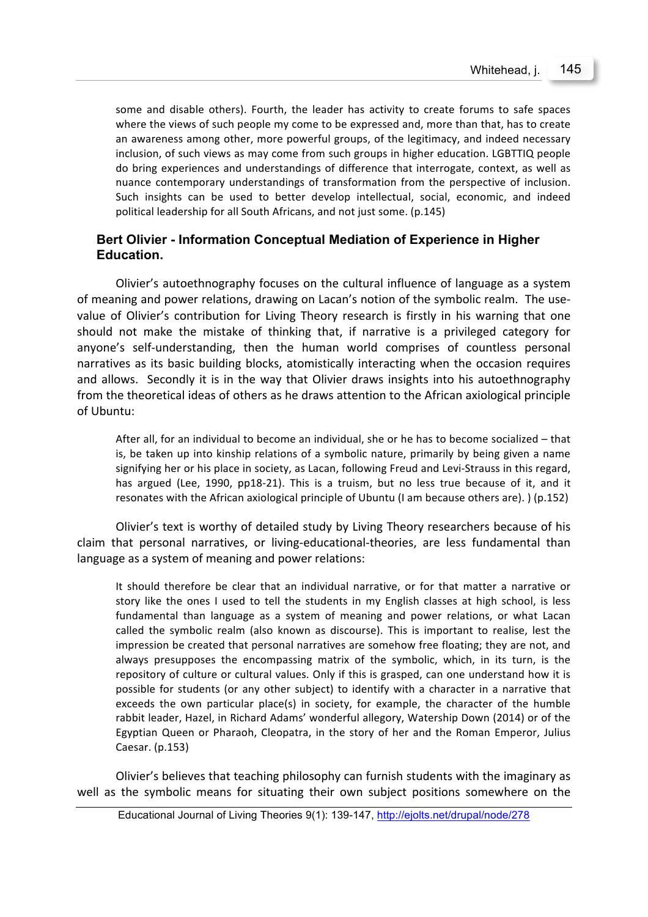some and disable others). Fourth, the leader has activity to create forums to safe spaces where the views of such people my come to be expressed and, more than that, has to create an awareness among other, more powerful groups, of the legitimacy, and indeed necessary inclusion, of such views as may come from such groups in higher education. LGBTTIQ people do bring experiences and understandings of difference that interrogate, context, as well as nuance contemporary understandings of transformation from the perspective of inclusion. Such insights can be used to better develop intellectual, social, economic, and indeed political leadership for all South Africans, and not just some. (p.145)

### Bert Olivier - Information Conceptual Mediation of Experience in Higher Education.

Olivier's autoethnography focuses on the cultural influence of language as a system of meaning and power relations, drawing on Lacan's notion of the symbolic realm. The use-value of Olivier's contribution for Living Theory research is firstly in his warning that one should not make the mistake of thinking that, if narrative is a privileged category for anyone's self-understanding, then the human world comprises of countless personal narratives as its basic building blocks, atomistically interacting when the occasion requires and allows. Secondly it is in the way that Olivier draws insights into his autoethnography from the theoretical ideas of others as he draws attention to the African axiological principle of Ubuntu:

> After all, for an individual to become an individual, she or he has to become socialized – that is, be taken up into kinship relations of a symbolic nature, primarily by being given a name signifying her or his place in society, as Lacan, following Freud and Levi-Strauss in this regard, has argued (Lee, 1990, pp18-21). This is a truism, but no less true because of it, and it resonates with the African axiological principle of Ubuntu (I am because others are). ) (p.152)

Olivier's text is worthy of detailed study by Living Theory researchers because of his claim that personal narratives, or living-educational-theories, are less fundamental than language as a system of meaning and power relations:

> It should therefore be clear that an individual narrative, or for that matter a narrative or story like the ones I used to tell the students in my English classes at high school, is less fundamental than language as a system of meaning and power relations, or what Lacan called the symbolic realm (also known as discourse). This is important to realise, lest the impression be created that personal narratives are somehow free floating; they are not, and always presupposes the encompassing matrix of the symbolic, which, in its turn, is the repository of culture or cultural values. Only if this is grasped, can one understand how it is possible for students (or any other subject) to identify with a character in a narrative that exceeds the own particular place(s) in society, for example, the character of the humble rabbit leader, Hazel, in Richard Adams' wonderful allegory, Watership Down (2014) or of the Egyptian Queen or Pharaoh, Cleopatra, in the story of her and the Roman Emperor, Julius Caesar. (p.153)

Olivier's believes that teaching philosophy can furnish students with the imaginary as well as the symbolic means for situating their own subject positions somewhere on the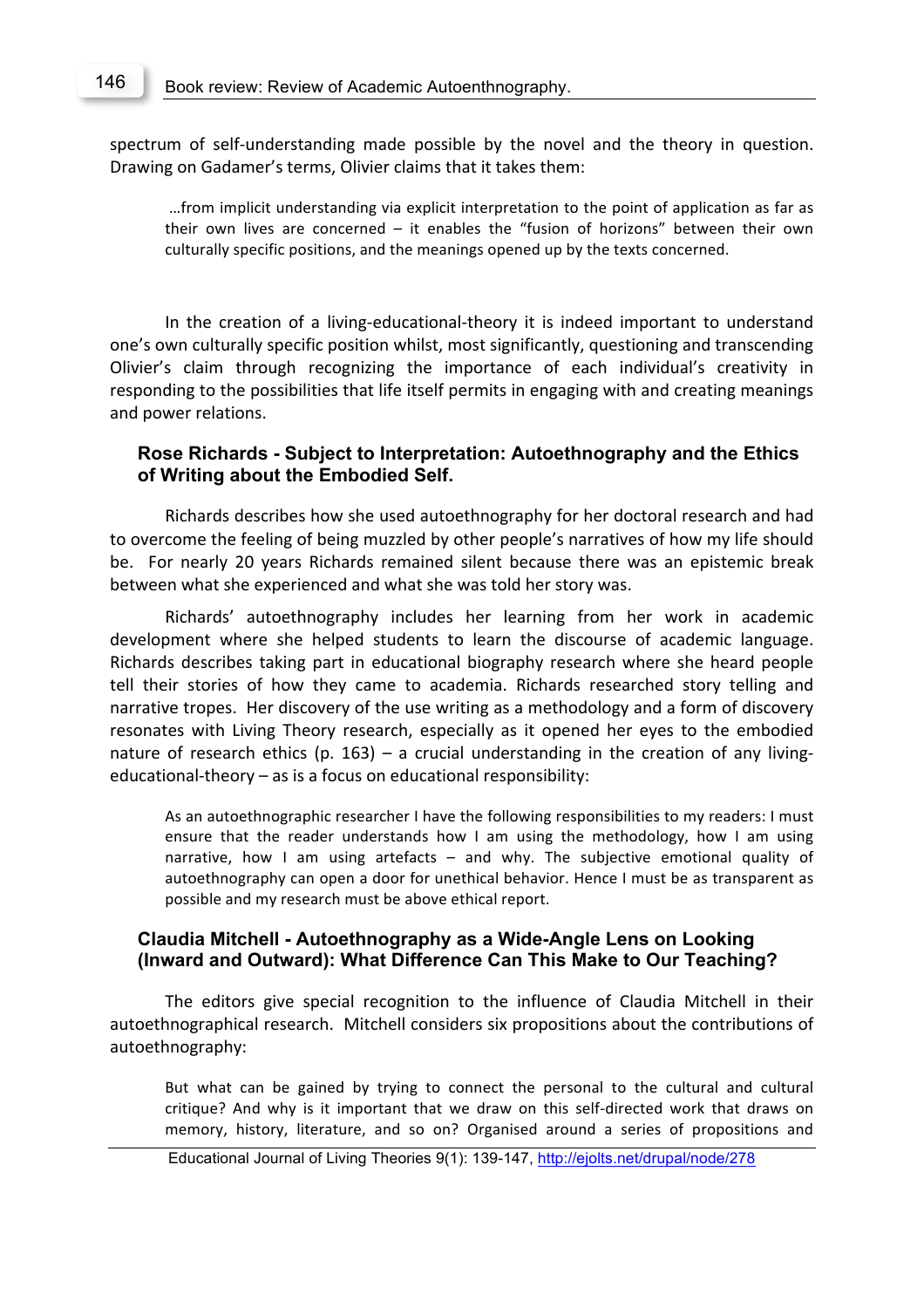spectrum of self-understanding made possible by the novel and the theory in question. Drawing on Gadamer's terms, Olivier claims that it takes them:

> …from implicit understanding via explicit interpretation to the point of application as far as their own lives are concerned – it enables the "fusion of horizons" between their own culturally specific positions, and the meanings opened up by the texts concerned.

In the creation of a living-educational-theory it is indeed important to understand one's own culturally specific position whilst, most significantly, questioning and transcending Olivier's claim through recognizing the importance of each individual's creativity in responding to the possibilities that life itself permits in engaging with and creating meanings and power relations.

### Rose Richards - Subject to Interpretation: Autoethnography and the Ethics of Writing about the Embodied Self.

Richards describes how she used autoethnography for her doctoral research and had to overcome the feeling of being muzzled by other people's narratives of how my life should be. For nearly 20 years Richards remained silent because there was an epistemic break between what she experienced and what she was told her story was.

Richards' autoethnography includes her learning from her work in academic development where she helped students to learn the discourse of academic language. Richards describes taking part in educational biography research where she heard people tell their stories of how they came to academia. Richards researched story telling and narrative tropes. Her discovery of the use writing as a methodology and a form of discovery resonates with Living Theory research, especially as it opened her eyes to the embodied nature of research ethics (p. 163) – a crucial understanding in the creation of any living-educational-theory – as is a focus on educational responsibility:

> As an autoethnographic researcher I have the following responsibilities to my readers: I must ensure that the reader understands how I am using the methodology, how I am using narrative, how I am using artefacts – and why. The subjective emotional quality of autoethnography can open a door for unethical behavior. Hence I must be as transparent as possible and my research must be above ethical report.

### Claudia Mitchell - Autoethnography as a Wide-Angle Lens on Looking (Inward and Outward): What Difference Can This Make to Our Teaching?

The editors give special recognition to the influence of Claudia Mitchell in their autoethnographical research. Mitchell considers six propositions about the contributions of autoethnography:

> But what can be gained by trying to connect the personal to the cultural and cultural critique? And why is it important that we draw on this self-directed work that draws on memory, history, literature, and so on? Organised around a series of propositions and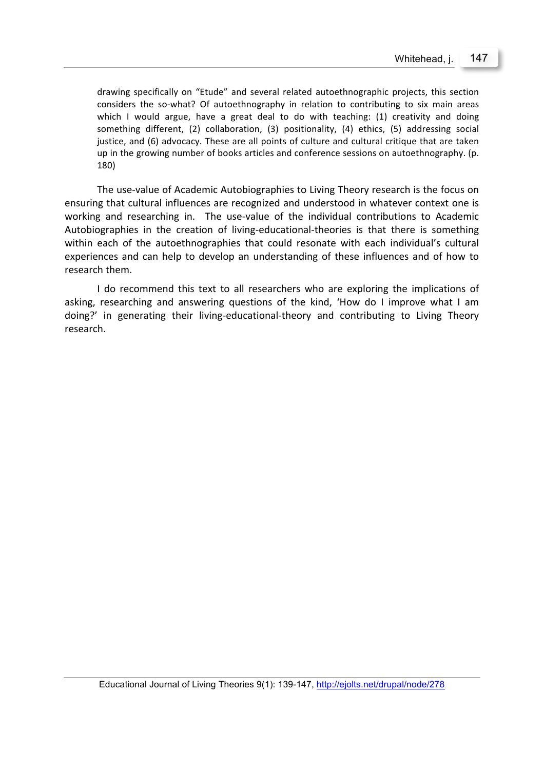> drawing specifically on "Etude" and several related autoethnographic projects, this section considers the so-what? Of autoethnography in relation to contributing to six main areas which I would argue, have a great deal to do with teaching: (1) creativity and doing something different, (2) collaboration, (3) positionality, (4) ethics, (5) addressing social justice, and (6) advocacy. These are all points of culture and cultural critique that are taken up in the growing number of books articles and conference sessions on autoethnography. (p. 180)

The use-value of Academic Autobiographies to Living Theory research is the focus on ensuring that cultural influences are recognized and understood in whatever context one is working and researching in. The use-value of the individual contributions to Academic Autobiographies in the creation of living-educational-theories is that there is something within each of the autoethnographies that could resonate with each individual's cultural experiences and can help to develop an understanding of these influences and of how to research them.

I do recommend this text to all researchers who are exploring the implications of asking, researching and answering questions of the kind, 'How do I improve what I am doing?' in generating their living-educational-theory and contributing to Living Theory research.